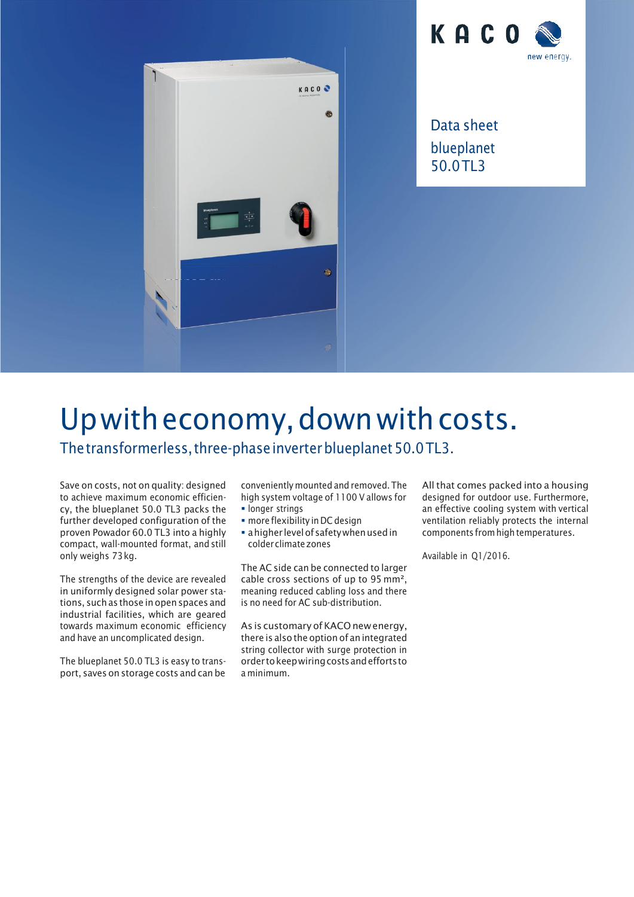KACO new energy.

Data sheet

blueplanet 50.0 TL3

# Up with economy, down with costs.

## The transformerless, three-phase inverter blueplanet 50.0 TL3.

Save on costs, not on quality: designed to achieve maximum economic efficiency, the blueplanet 50.0 TL3 packs the further developed configuration of the proven Powador 60.0 TL3 into a highly compact, wall-mounted format, and still only weighs 73 kg.

The strengths of the device are revealed in uniformly designed solar power stations, such as those in open spaces and industrial facilities, which are geared towards maximum economic efficiency and have an uncomplicated design.

The blueplanet 50.0 TL3 is easy to transport, saves on storage costs and can be conveniently mounted and removed. The high system voltage of 1100 V allows for

- longer strings
- more flexibility in DC design
- a higher level of safety when used in colder climate zones

The AC side can be connected to larger cable cross sections of up to 95 mm², meaning reduced cabling loss and there is no need for AC sub-distribution.

As is customary of KACO new energy, there is also the option of an integrated string collector with surge protection in order to keep wiring costs and efforts to a minimum.

All that comes packed into a housing designed for outdoor use. Furthermore, an effective cooling system with vertical ventilation reliably protects the internal components from high temperatures.

Available in Q1/2016.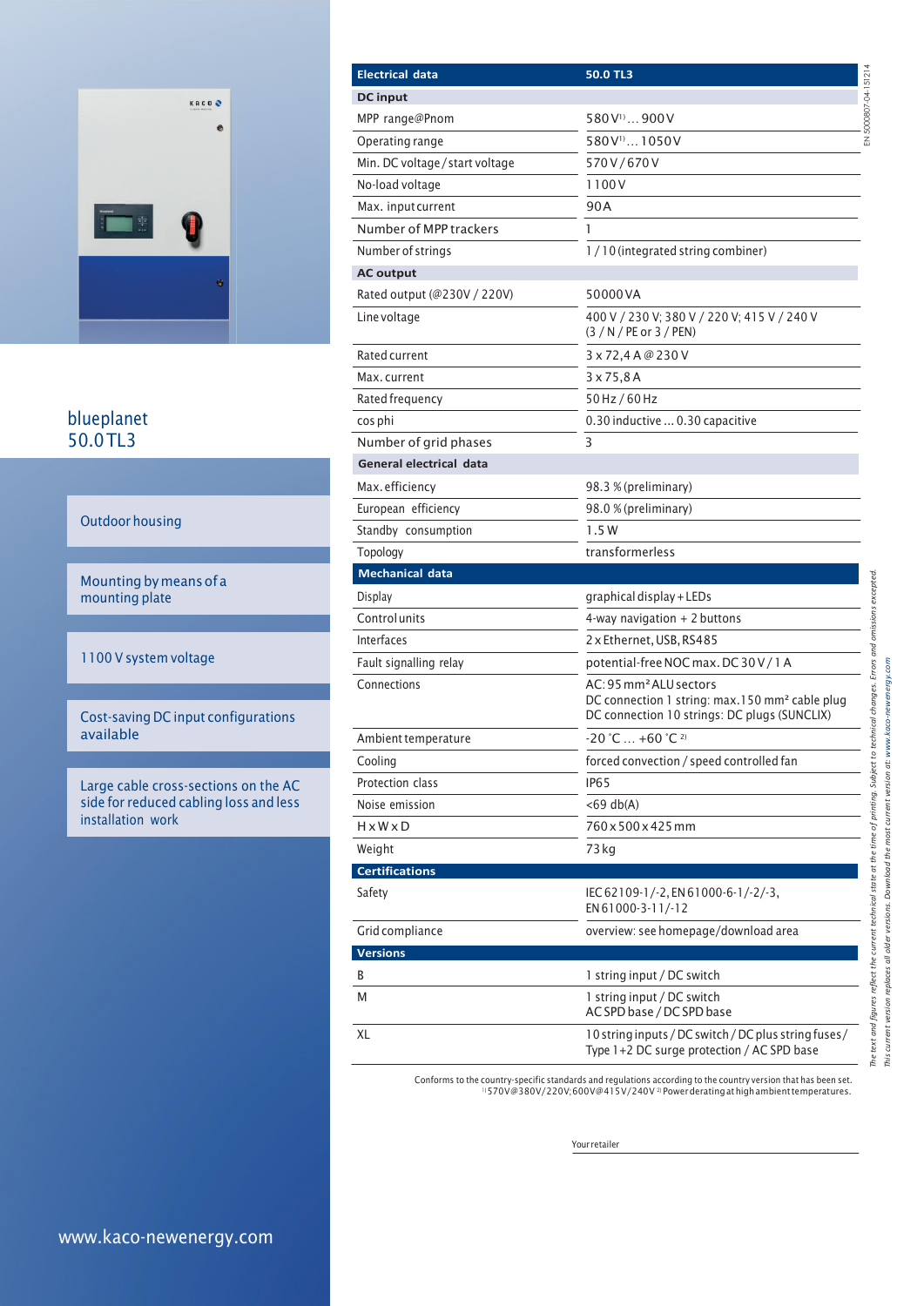# blueplanet 50.0TL3

- Outdoor housing
- Mounting by means of a mounting plate
- 1100 V system voltage
- Cost-saving DC input configurations available
- Large cable cross-sections on the AC side for reduced cabling loss and less installation work

www.kaco-newenergy.com

| Electrical data | 50.0 TL3 |
|---|---|
| **DC input** | |
| MPP range@Pnom | 580 V[1) ] ... 900 V |
| Operating range | 580 V[1) ] ... 1050 V |
| Min. DC voltage / start voltage | 570 V / 670 V |
| No-load voltage | 1100 V |
| Max. input current | 90 A |
| Number of MPP trackers | 1 |
| Number of strings | 1 / 10 (integrated string combiner) |
| **AC output** | |
| Rated output (@230V / 220V) | 50000 VA |
| Line voltage | 400 V / 230 V; 380 V / 220 V; 415 V / 240 V (3 / N / PE or 3 / PEN) |
| Rated current | 3 x 72,4 A @ 230 V |
| Max. current | 3 x 75,8 A |
| Rated frequency | 50 Hz / 60 Hz |
| cos phi | 0.30 inductive ... 0.30 capacitive |
| Number of grid phases | 3 |
| **General electrical data** | |
| Max. efficiency | 98.3 % (preliminary) |
| European efficiency | 98.0 % (preliminary) |
| Standby consumption | 1.5 W |
| Topology | transformerless |
| **Mechanical data** | |
| Display | graphical display + LEDs |
| Control units | 4-way navigation + 2 buttons |
| Interfaces | 2 x Ethernet, USB, RS485 |
| Fault signalling relay | potential-free NOC max. DC 30 V / 1 A |
| Connections | AC: 95 mm² ALU sectors<br>DC connection 1 string: max. 150 mm² cable plug<br>DC connection 10 strings: DC plugs (SUNCLIX) |
| Ambient temperature | -20 °C ... +60 °C [2)] |
| Cooling | forced convection / speed controlled fan |
| Protection class | IP65 |
| Noise emission | <69 db(A) |
| H x W x D | 760 x 500 x 425 mm |
| Weight | 73 kg |
| **Certifications** | |
| Safety | IEC 62109-1/-2, EN 61000-6-1/-2/-3, EN 61000-3-11/-12 |
| Grid compliance | overview: see homepage/download area |
| **Versions** | |
| B | 1 string input / DC switch |
| M | 1 string input / DC switch<br>AC SPD base / DC SPD base |
| XL | 10 string inputs / DC switch / DC plus string fuses / Type 1+2 DC surge protection / AC SPD base |

Conforms to the country-specific standards and regulations according to the country version that has been set.
[1)] 570V@380V/220V; 600V@415V/240V [2)] Power derating at high ambient temperatures.

Your retailer

EN 5000807-04-151214

The text and figures reflect the current technical state at the time of printing. Subject to technical changes. Errors and omissions excepted.
This current version replaces all older versions. Download the most current version at: www.kaco-newenergy.com